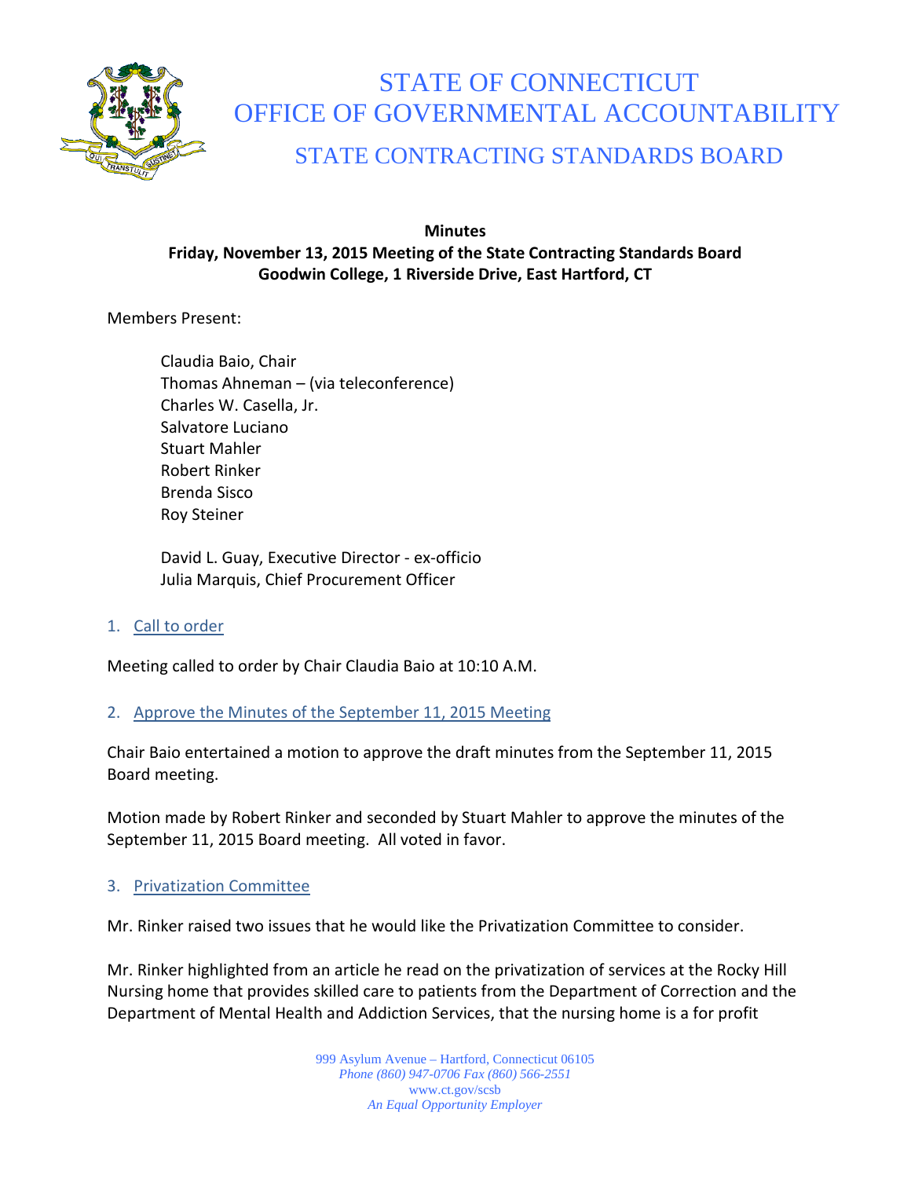# STATE OF CONNECTICUT
# OFFICE OF GOVERNMENTAL ACCOUNTABILITY
## STATE CONTRACTING STANDARDS BOARD

**Minutes**
**Friday, November 13, 2015 Meeting of the State Contracting Standards Board**
**Goodwin College, 1 Riverside Drive, East Hartford, CT**

Members Present:

Claudia Baio, Chair
Thomas Ahneman – (via teleconference)
Charles W. Casella, Jr.
Salvatore Luciano
Stuart Mahler
Robert Rinker
Brenda Sisco
Roy Steiner

David L. Guay, Executive Director - ex-officio
Julia Marquis, Chief Procurement Officer

### 1. Call to order

Meeting called to order by Chair Claudia Baio at 10:10 A.M.

### 2. Approve the Minutes of the September 11, 2015 Meeting

Chair Baio entertained a motion to approve the draft minutes from the September 11, 2015 Board meeting.

Motion made by Robert Rinker and seconded by Stuart Mahler to approve the minutes of the September 11, 2015 Board meeting. All voted in favor.

### 3. Privatization Committee

Mr. Rinker raised two issues that he would like the Privatization Committee to consider.

Mr. Rinker highlighted from an article he read on the privatization of services at the Rocky Hill Nursing home that provides skilled care to patients from the Department of Correction and the Department of Mental Health and Addiction Services, that the nursing home is a for profit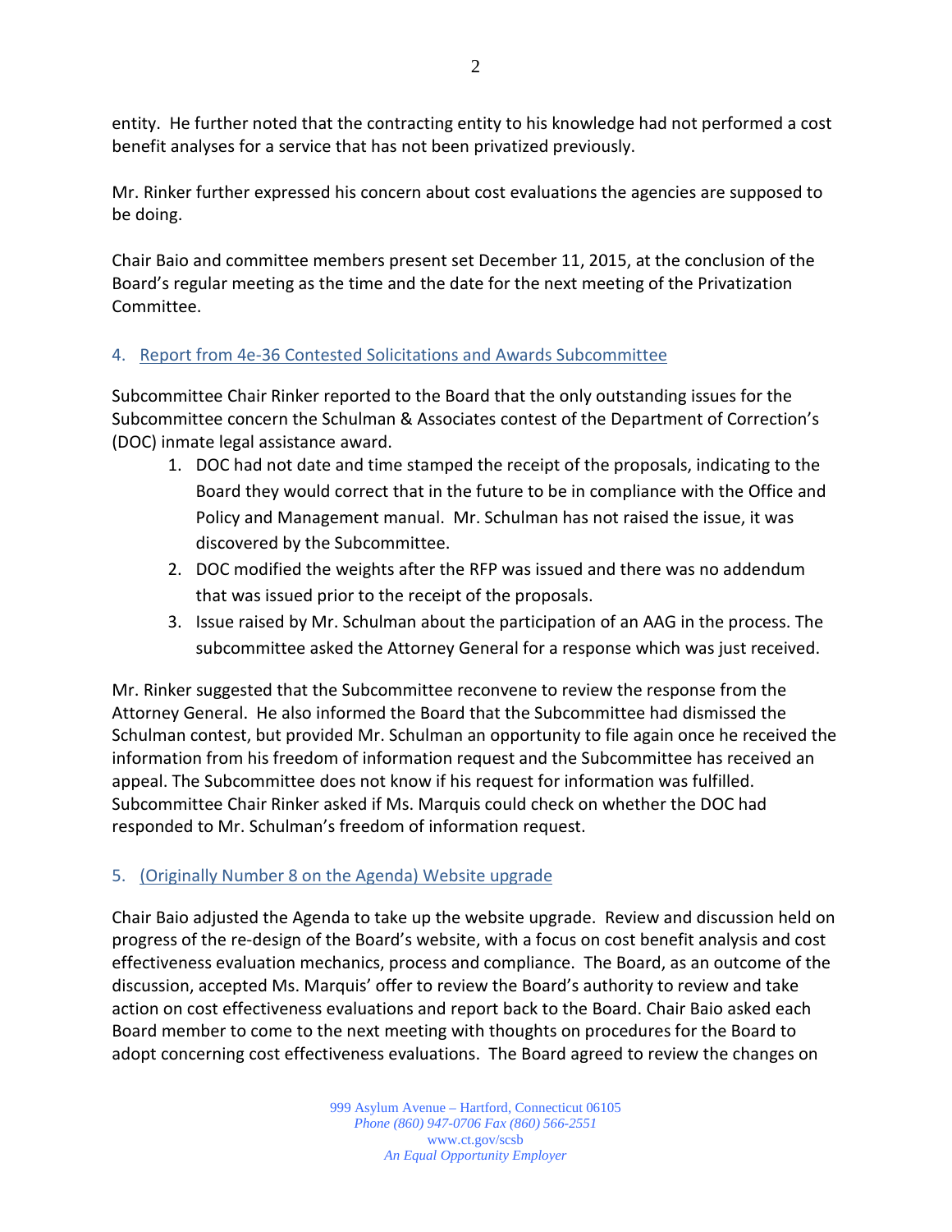entity. He further noted that the contracting entity to his knowledge had not performed a cost benefit analyses for a service that has not been privatized previously.

Mr. Rinker further expressed his concern about cost evaluations the agencies are supposed to be doing.

Chair Baio and committee members present set December 11, 2015, at the conclusion of the Board's regular meeting as the time and the date for the next meeting of the Privatization Committee.

## 4. Report from 4e-36 Contested Solicitations and Awards Subcommittee

Subcommittee Chair Rinker reported to the Board that the only outstanding issues for the Subcommittee concern the Schulman & Associates contest of the Department of Correction's (DOC) inmate legal assistance award.

1. DOC had not date and time stamped the receipt of the proposals, indicating to the Board they would correct that in the future to be in compliance with the Office and Policy and Management manual. Mr. Schulman has not raised the issue, it was discovered by the Subcommittee.
2. DOC modified the weights after the RFP was issued and there was no addendum that was issued prior to the receipt of the proposals.
3. Issue raised by Mr. Schulman about the participation of an AAG in the process. The subcommittee asked the Attorney General for a response which was just received.

Mr. Rinker suggested that the Subcommittee reconvene to review the response from the Attorney General. He also informed the Board that the Subcommittee had dismissed the Schulman contest, but provided Mr. Schulman an opportunity to file again once he received the information from his freedom of information request and the Subcommittee has received an appeal. The Subcommittee does not know if his request for information was fulfilled. Subcommittee Chair Rinker asked if Ms. Marquis could check on whether the DOC had responded to Mr. Schulman's freedom of information request.

## 5. (Originally Number 8 on the Agenda) Website upgrade

Chair Baio adjusted the Agenda to take up the website upgrade. Review and discussion held on progress of the re-design of the Board's website, with a focus on cost benefit analysis and cost effectiveness evaluation mechanics, process and compliance. The Board, as an outcome of the discussion, accepted Ms. Marquis' offer to review the Board's authority to review and take action on cost effectiveness evaluations and report back to the Board. Chair Baio asked each Board member to come to the next meeting with thoughts on procedures for the Board to adopt concerning cost effectiveness evaluations. The Board agreed to review the changes on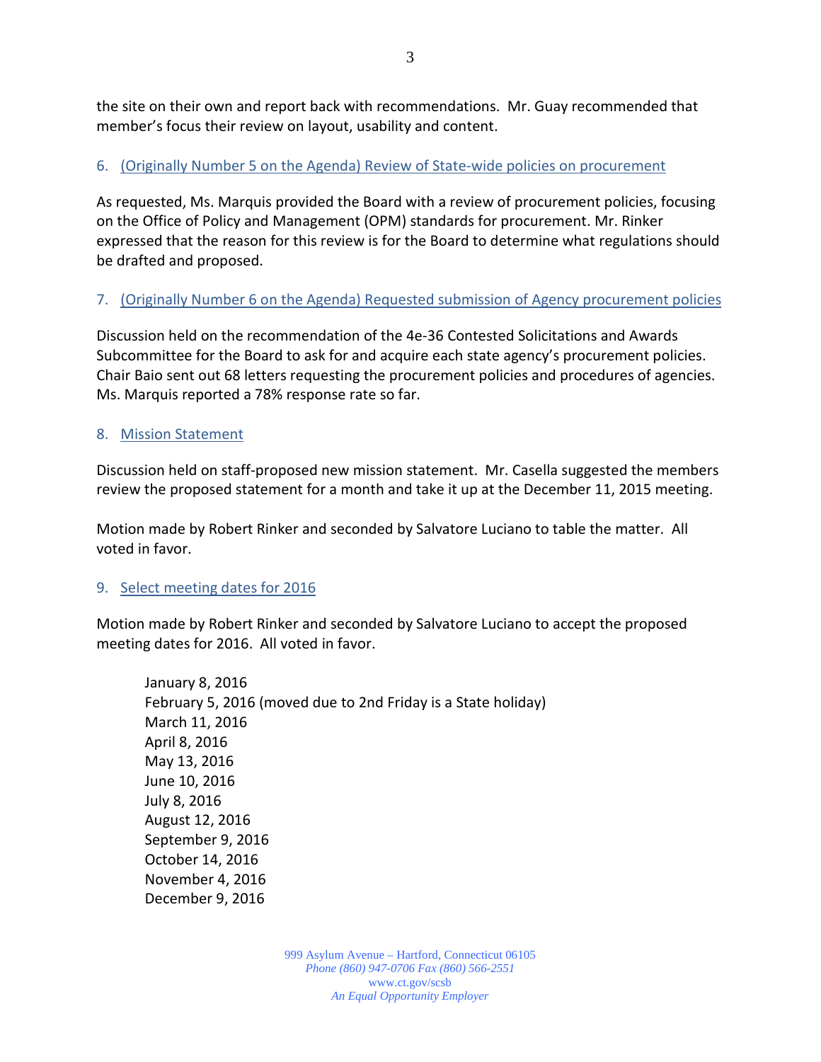the site on their own and report back with recommendations. Mr. Guay recommended that member's focus their review on layout, usability and content.

## 6. (Originally Number 5 on the Agenda) Review of State-wide policies on procurement

As requested, Ms. Marquis provided the Board with a review of procurement policies, focusing on the Office of Policy and Management (OPM) standards for procurement. Mr. Rinker expressed that the reason for this review is for the Board to determine what regulations should be drafted and proposed.

## 7. (Originally Number 6 on the Agenda) Requested submission of Agency procurement policies

Discussion held on the recommendation of the 4e-36 Contested Solicitations and Awards Subcommittee for the Board to ask for and acquire each state agency's procurement policies. Chair Baio sent out 68 letters requesting the procurement policies and procedures of agencies. Ms. Marquis reported a 78% response rate so far.

## 8. Mission Statement

Discussion held on staff-proposed new mission statement. Mr. Casella suggested the members review the proposed statement for a month and take it up at the December 11, 2015 meeting.

Motion made by Robert Rinker and seconded by Salvatore Luciano to table the matter. All voted in favor.

## 9. Select meeting dates for 2016

Motion made by Robert Rinker and seconded by Salvatore Luciano to accept the proposed meeting dates for 2016. All voted in favor.

January 8, 2016
February 5, 2016 (moved due to 2nd Friday is a State holiday)
March 11, 2016
April 8, 2016
May 13, 2016
June 10, 2016
July 8, 2016
August 12, 2016
September 9, 2016
October 14, 2016
November 4, 2016
December 9, 2016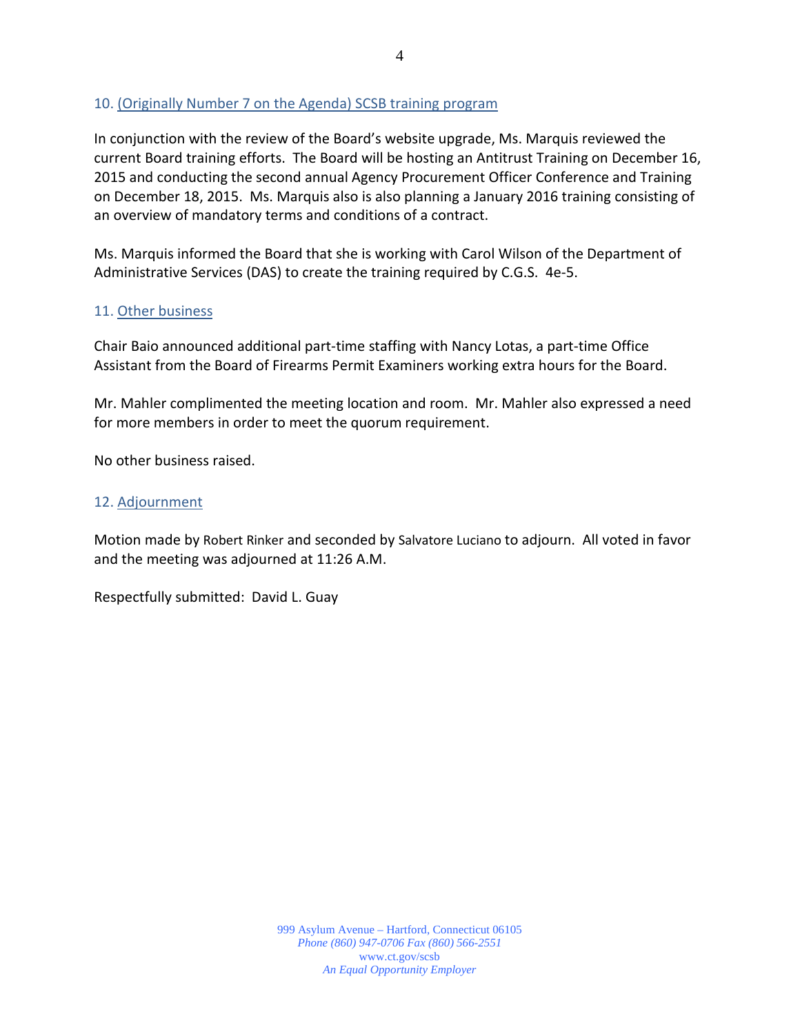## 10. (Originally Number 7 on the Agenda) SCSB training program

In conjunction with the review of the Board's website upgrade, Ms. Marquis reviewed the current Board training efforts. The Board will be hosting an Antitrust Training on December 16, 2015 and conducting the second annual Agency Procurement Officer Conference and Training on December 18, 2015. Ms. Marquis also is also planning a January 2016 training consisting of an overview of mandatory terms and conditions of a contract.

Ms. Marquis informed the Board that she is working with Carol Wilson of the Department of Administrative Services (DAS) to create the training required by C.G.S. 4e-5.

## 11. Other business

Chair Baio announced additional part-time staffing with Nancy Lotas, a part-time Office Assistant from the Board of Firearms Permit Examiners working extra hours for the Board.

Mr. Mahler complimented the meeting location and room. Mr. Mahler also expressed a need for more members in order to meet the quorum requirement.

No other business raised.

## 12. Adjournment

Motion made by Robert Rinker and seconded by Salvatore Luciano to adjourn. All voted in favor and the meeting was adjourned at 11:26 A.M.

Respectfully submitted: David L. Guay